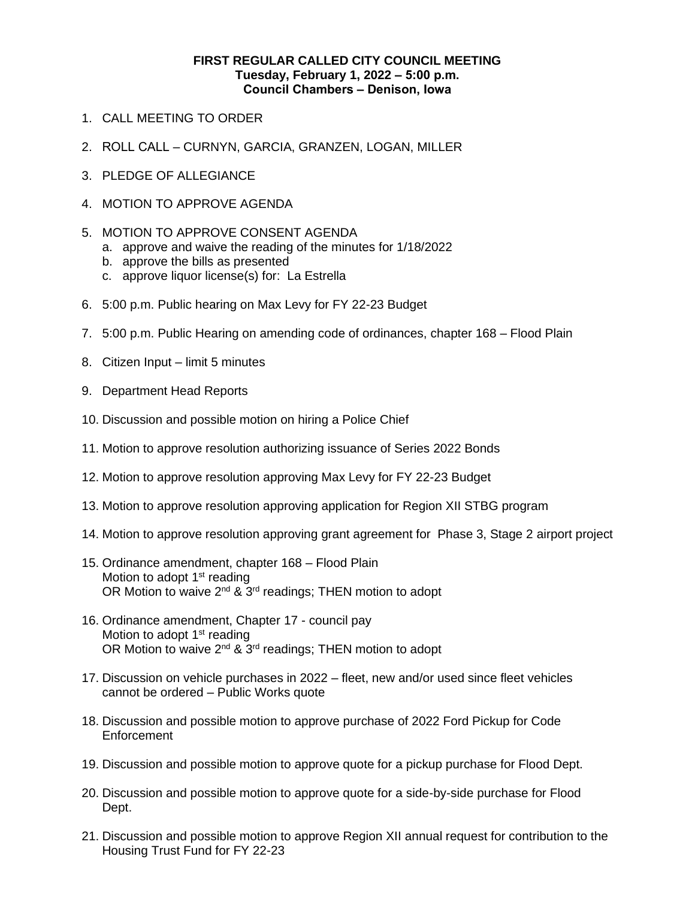**FIRST REGULAR CALLED CITY COUNCIL MEETING**
**Tuesday, February 1, 2022 – 5:00 p.m.**
**Council Chambers – Denison, Iowa**

1. CALL MEETING TO ORDER
2. ROLL CALL – CURNYN, GARCIA, GRANZEN, LOGAN, MILLER
3. PLEDGE OF ALLEGIANCE
4. MOTION TO APPROVE AGENDA
5. MOTION TO APPROVE CONSENT AGENDA
   a. approve and waive the reading of the minutes for 1/18/2022
   b. approve the bills as presented
   c. approve liquor license(s) for: La Estrella
6. 5:00 p.m. Public hearing on Max Levy for FY 22-23 Budget
7. 5:00 p.m. Public Hearing on amending code of ordinances, chapter 168 – Flood Plain
8. Citizen Input – limit 5 minutes
9. Department Head Reports
10. Discussion and possible motion on hiring a Police Chief
11. Motion to approve resolution authorizing issuance of Series 2022 Bonds
12. Motion to approve resolution approving Max Levy for FY 22-23 Budget
13. Motion to approve resolution approving application for Region XII STBG program
14. Motion to approve resolution approving grant agreement for Phase 3, Stage 2 airport project
15. Ordinance amendment, chapter 168 – Flood Plain
    Motion to adopt 1st reading
    OR Motion to waive 2nd & 3rd readings; THEN motion to adopt
16. Ordinance amendment, Chapter 17 - council pay
    Motion to adopt 1st reading
    OR Motion to waive 2nd & 3rd readings; THEN motion to adopt
17. Discussion on vehicle purchases in 2022 – fleet, new and/or used since fleet vehicles cannot be ordered – Public Works quote
18. Discussion and possible motion to approve purchase of 2022 Ford Pickup for Code Enforcement
19. Discussion and possible motion to approve quote for a pickup purchase for Flood Dept.
20. Discussion and possible motion to approve quote for a side-by-side purchase for Flood Dept.
21. Discussion and possible motion to approve Region XII annual request for contribution to the Housing Trust Fund for FY 22-23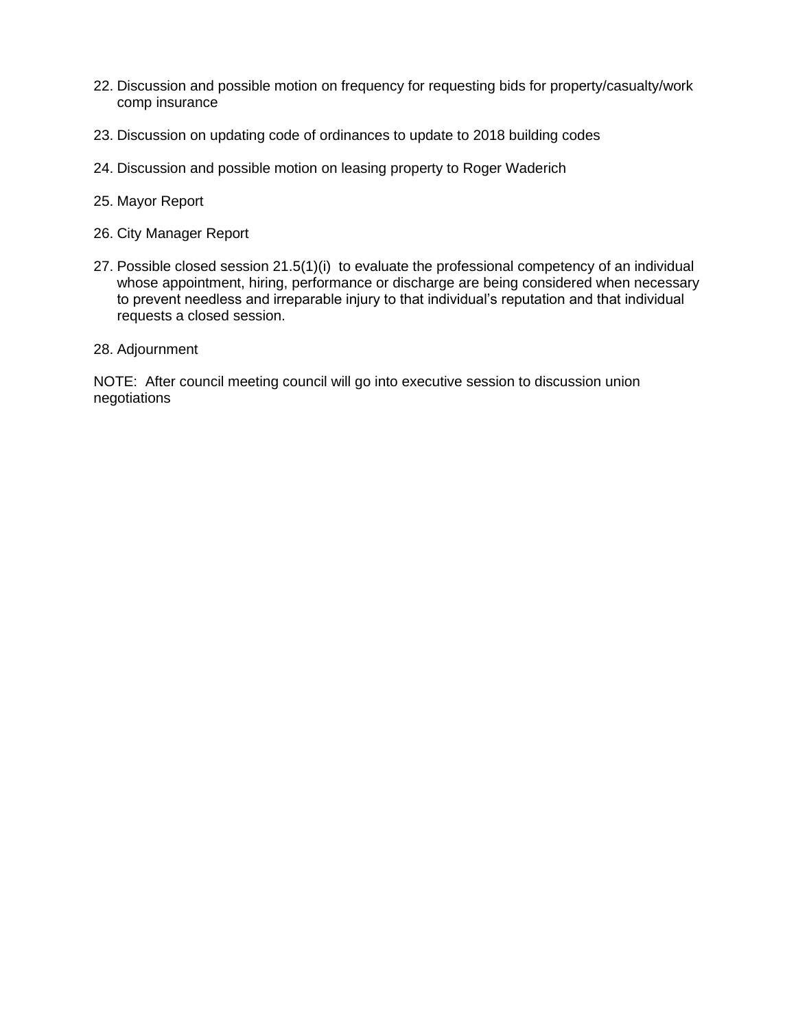22. Discussion and possible motion on frequency for requesting bids for property/casualty/work comp insurance

23. Discussion on updating code of ordinances to update to 2018 building codes

24. Discussion and possible motion on leasing property to Roger Waderich

25. Mayor Report

26. City Manager Report

27. Possible closed session 21.5(1)(i) to evaluate the professional competency of an individual whose appointment, hiring, performance or discharge are being considered when necessary to prevent needless and irreparable injury to that individual's reputation and that individual requests a closed session.

28. Adjournment

NOTE: After council meeting council will go into executive session to discussion union negotiations